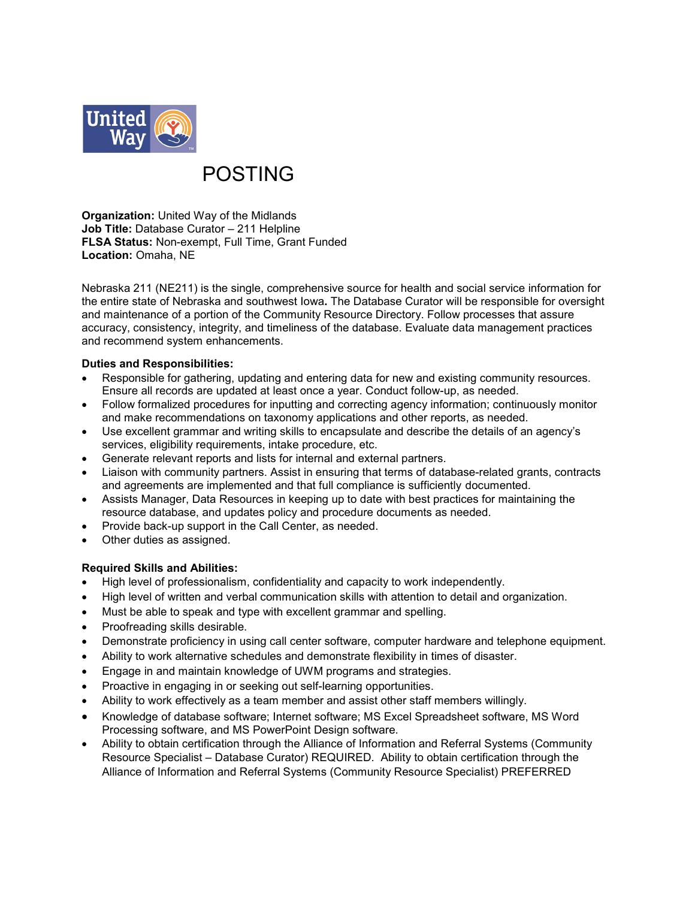# POSTING

**Organization:** United Way of the Midlands
**Job Title:** Database Curator – 211 Helpline
**FLSA Status:** Non-exempt, Full Time, Grant Funded
**Location:** Omaha, NE

Nebraska 211 (NE211) is the single, comprehensive source for health and social service information for the entire state of Nebraska and southwest Iowa**.** The Database Curator will be responsible for oversight and maintenance of a portion of the Community Resource Directory. Follow processes that assure accuracy, consistency, integrity, and timeliness of the database. Evaluate data management practices and recommend system enhancements.

**Duties and Responsibilities:**

- Responsible for gathering, updating and entering data for new and existing community resources. Ensure all records are updated at least once a year. Conduct follow-up, as needed.
- Follow formalized procedures for inputting and correcting agency information; continuously monitor and make recommendations on taxonomy applications and other reports, as needed.
- Use excellent grammar and writing skills to encapsulate and describe the details of an agency's services, eligibility requirements, intake procedure, etc.
- Generate relevant reports and lists for internal and external partners.
- Liaison with community partners. Assist in ensuring that terms of database-related grants, contracts and agreements are implemented and that full compliance is sufficiently documented.
- Assists Manager, Data Resources in keeping up to date with best practices for maintaining the resource database, and updates policy and procedure documents as needed.
- Provide back-up support in the Call Center, as needed.
- Other duties as assigned.

**Required Skills and Abilities:**

- High level of professionalism, confidentiality and capacity to work independently.
- High level of written and verbal communication skills with attention to detail and organization.
- Must be able to speak and type with excellent grammar and spelling.
- Proofreading skills desirable.
- Demonstrate proficiency in using call center software, computer hardware and telephone equipment.
- Ability to work alternative schedules and demonstrate flexibility in times of disaster.
- Engage in and maintain knowledge of UWM programs and strategies.
- Proactive in engaging in or seeking out self-learning opportunities.
- Ability to work effectively as a team member and assist other staff members willingly.
- Knowledge of database software; Internet software; MS Excel Spreadsheet software, MS Word Processing software, and MS PowerPoint Design software.
- Ability to obtain certification through the Alliance of Information and Referral Systems (Community Resource Specialist – Database Curator) REQUIRED. Ability to obtain certification through the Alliance of Information and Referral Systems (Community Resource Specialist) PREFERRED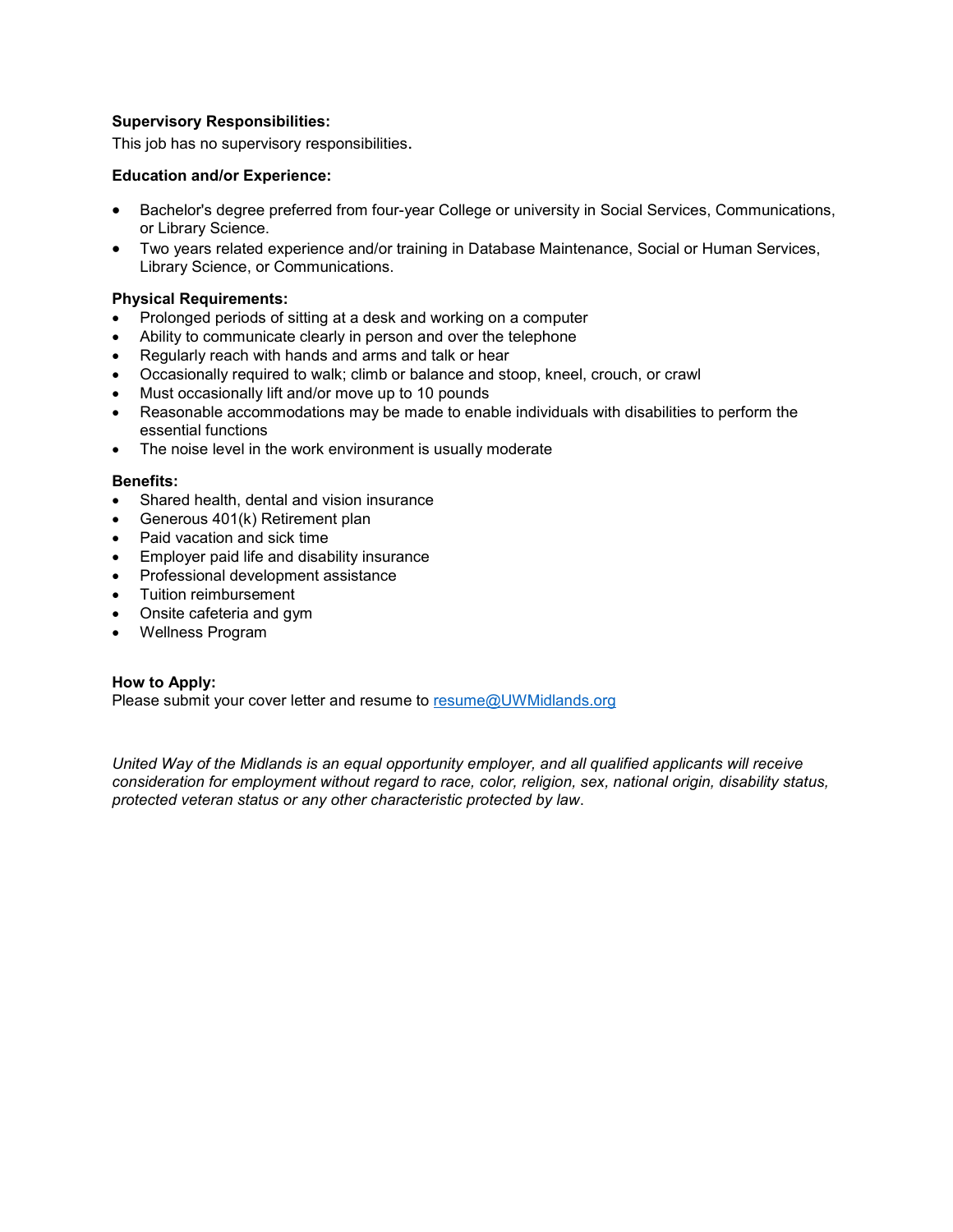**Supervisory Responsibilities:**

This job has no supervisory responsibilities.

**Education and/or Experience:**

- Bachelor's degree preferred from four-year College or university in Social Services, Communications, or Library Science.
- Two years related experience and/or training in Database Maintenance, Social or Human Services, Library Science, or Communications.

**Physical Requirements:**

- Prolonged periods of sitting at a desk and working on a computer
- Ability to communicate clearly in person and over the telephone
- Regularly reach with hands and arms and talk or hear
- Occasionally required to walk; climb or balance and stoop, kneel, crouch, or crawl
- Must occasionally lift and/or move up to 10 pounds
- Reasonable accommodations may be made to enable individuals with disabilities to perform the essential functions
- The noise level in the work environment is usually moderate

**Benefits:**

- Shared health, dental and vision insurance
- Generous 401(k) Retirement plan
- Paid vacation and sick time
- Employer paid life and disability insurance
- Professional development assistance
- Tuition reimbursement
- Onsite cafeteria and gym
- Wellness Program

**How to Apply:**

Please submit your cover letter and resume to [resume@UWMidlands.org](mailto:resume@UWMidlands.org)

*United Way of the Midlands is an equal opportunity employer, and all qualified applicants will receive consideration for employment without regard to race, color, religion, sex, national origin, disability status, protected veteran status or any other characteristic protected by law*.